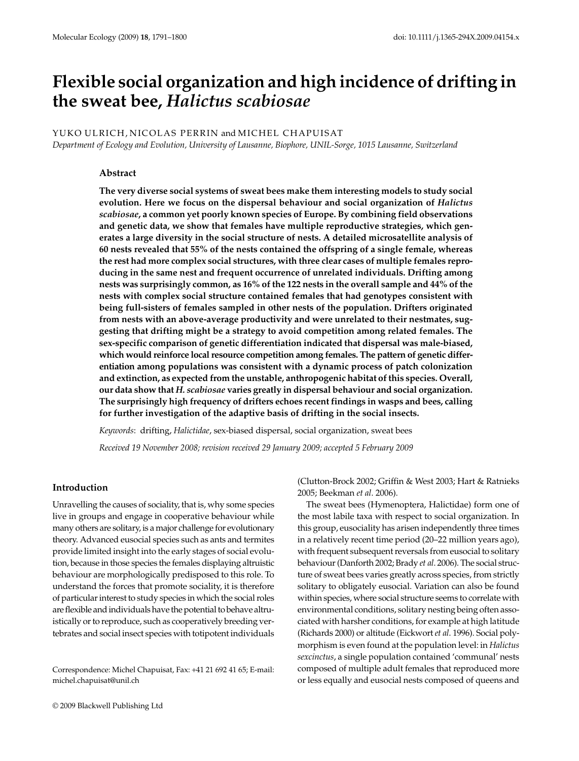# Flexible social organization and high incidence of drifting in the sweat bee, *Halictus scabiosae*

YUKO ULRICH, NICOLAS PERRIN and MICHEL CHAPUISAT

*Department of Ecology and Evolution, University of Lausanne, Biophore, UNIL-Sorge, 1015 Lausanne, Switzerland*

## Abstract

**The very diverse social systems of sweat bees make them interesting models to study social evolution. Here we focus on the dispersal behaviour and social organization of *Halictus scabiosae*, a common yet poorly known species of Europe. By combining field observations and genetic data, we show that females have multiple reproductive strategies, which generates a large diversity in the social structure of nests. A detailed microsatellite analysis of 60 nests revealed that 55% of the nests contained the offspring of a single female, whereas the rest had more complex social structures, with three clear cases of multiple females reproducing in the same nest and frequent occurrence of unrelated individuals. Drifting among nests was surprisingly common, as 16% of the 122 nests in the overall sample and 44% of the nests with complex social structure contained females that had genotypes consistent with being full-sisters of females sampled in other nests of the population. Drifters originated from nests with an above-average productivity and were unrelated to their nestmates, suggesting that drifting might be a strategy to avoid competition among related females. The sex-specific comparison of genetic differentiation indicated that dispersal was male-biased, which would reinforce local resource competition among females. The pattern of genetic differentiation among populations was consistent with a dynamic process of patch colonization and extinction, as expected from the unstable, anthropogenic habitat of this species. Overall, our data show that *H. scabiosae* varies greatly in dispersal behaviour and social organization. The surprisingly high frequency of drifters echoes recent findings in wasps and bees, calling for further investigation of the adaptive basis of drifting in the social insects.**

*Keywords*: drifting, *Halictidae*, sex-biased dispersal, social organization, sweat bees

*Received 19 November 2008; revision received 29 January 2009; accepted 5 February 2009*

## Introduction

Unravelling the causes of sociality, that is, why some species live in groups and engage in cooperative behaviour while many others are solitary, is a major challenge for evolutionary theory. Advanced eusocial species such as ants and termites provide limited insight into the early stages of social evolution, because in those species the females displaying altruistic behaviour are morphologically predisposed to this role. To understand the forces that promote sociality, it is therefore of particular interest to study species in which the social roles are flexible and individuals have the potential to behave altruistically or to reproduce, such as cooperatively breeding vertebrates and social insect species with totipotent individuals (Clutton-Brock 2002; Griffin & West 2003; Hart & Ratnieks 2005; Beekman *et al*. 2006).

The sweat bees (Hymenoptera, Halictidae) form one of the most labile taxa with respect to social organization. In this group, eusociality has arisen independently three times in a relatively recent time period (20–22 million years ago), with frequent subsequent reversals from eusocial to solitary behaviour (Danforth 2002; Brady *et al*. 2006). The social structure of sweat bees varies greatly across species, from strictly solitary to obligately eusocial. Variation can also be found within species, where social structure seems to correlate with environmental conditions, solitary nesting being often associated with harsher conditions, for example at high latitude (Richards 2000) or altitude (Eickwort *et al*. 1996). Social polymorphism is even found at the population level: in *Halictus sexcinctus*, a single population contained 'communal' nests composed of multiple adult females that reproduced more or less equally and eusocial nests composed of queens and

Correspondence: Michel Chapuisat, Fax: +41 21 692 41 65; E-mail: michel.chapuisat@unil.ch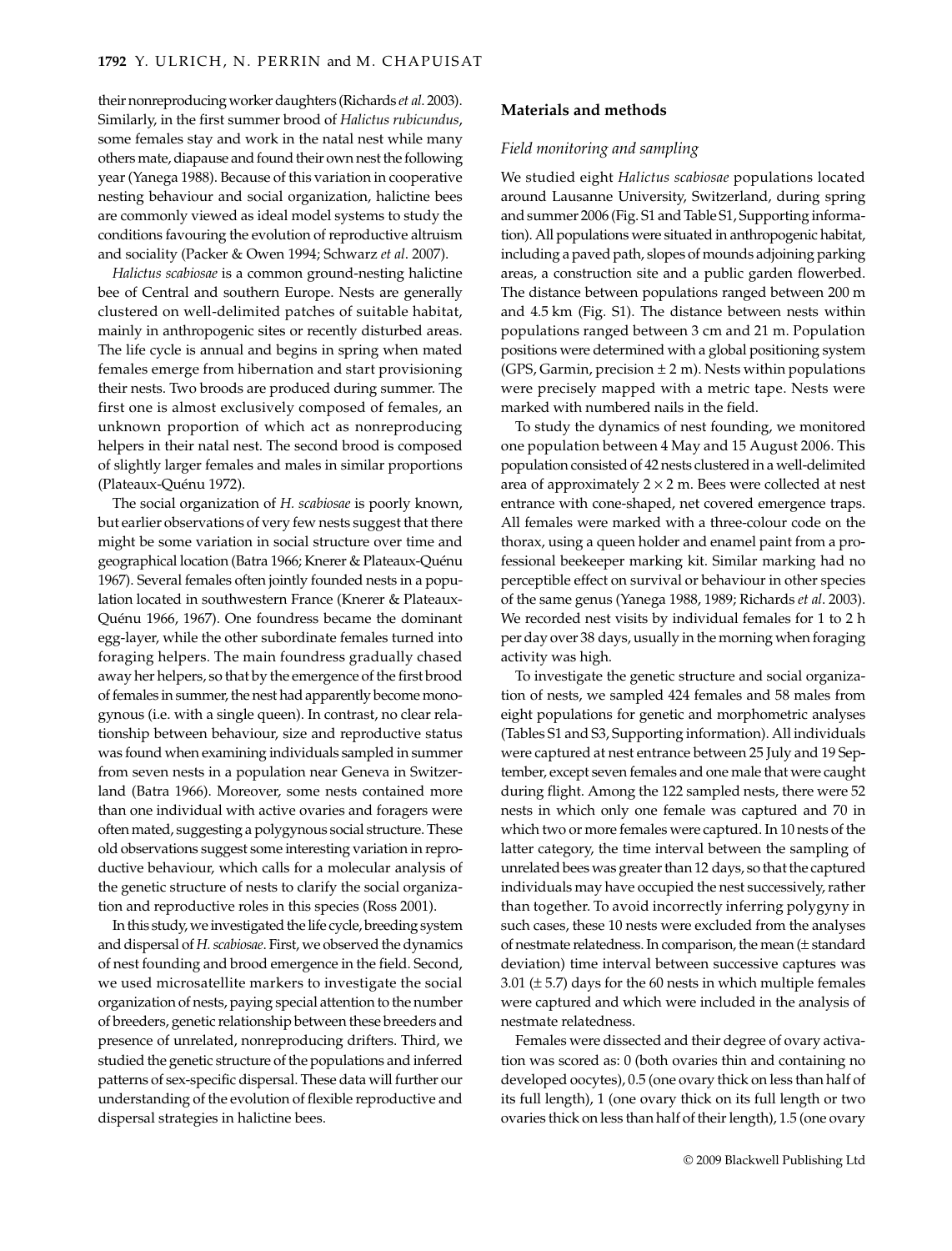their nonreproducing worker daughters (Richards *et al*. 2003). Similarly, in the first summer brood of *Halictus rubicundus*, some females stay and work in the natal nest while many others mate, diapause and found their own nest the following year (Yanega 1988). Because of this variation in cooperative nesting behaviour and social organization, halictine bees are commonly viewed as ideal model systems to study the conditions favouring the evolution of reproductive altruism and sociality (Packer & Owen 1994; Schwarz *et al*. 2007).

*Halictus scabiosae* is a common ground-nesting halictine bee of Central and southern Europe. Nests are generally clustered on well-delimited patches of suitable habitat, mainly in anthropogenic sites or recently disturbed areas. The life cycle is annual and begins in spring when mated females emerge from hibernation and start provisioning their nests. Two broods are produced during summer. The first one is almost exclusively composed of females, an unknown proportion of which act as nonreproducing helpers in their natal nest. The second brood is composed of slightly larger females and males in similar proportions (Plateaux-Quénu 1972).

The social organization of *H. scabiosae* is poorly known, but earlier observations of very few nests suggest that there might be some variation in social structure over time and geographical location (Batra 1966; Knerer & Plateaux-Quénu 1967). Several females often jointly founded nests in a population located in southwestern France (Knerer & Plateaux-Quénu 1966, 1967). One foundress became the dominant egg-layer, while the other subordinate females turned into foraging helpers. The main foundress gradually chased away her helpers, so that by the emergence of the first brood of females in summer, the nest had apparently become monogynous (i.e. with a single queen). In contrast, no clear relationship between behaviour, size and reproductive status was found when examining individuals sampled in summer from seven nests in a population near Geneva in Switzerland (Batra 1966). Moreover, some nests contained more than one individual with active ovaries and foragers were often mated, suggesting a polygynous social structure. These old observations suggest some interesting variation in reproductive behaviour, which calls for a molecular analysis of the genetic structure of nests to clarify the social organization and reproductive roles in this species (Ross 2001).

In this study, we investigated the life cycle, breeding system and dispersal of *H. scabiosae*. First, we observed the dynamics of nest founding and brood emergence in the field. Second, we used microsatellite markers to investigate the social organization of nests, paying special attention to the number of breeders, genetic relationship between these breeders and presence of unrelated, nonreproducing drifters. Third, we studied the genetic structure of the populations and inferred patterns of sex-specific dispersal. These data will further our understanding of the evolution of flexible reproductive and dispersal strategies in halictine bees.

## Materials and methods

### Field monitoring and sampling

We studied eight *Halictus scabiosae* populations located around Lausanne University, Switzerland, during spring and summer 2006 (Fig. S1 and Table S1, Supporting information). All populations were situated in anthropogenic habitat, including a paved path, slopes of mounds adjoining parking areas, a construction site and a public garden flowerbed. The distance between populations ranged between 200 m and 4.5 km (Fig. S1). The distance between nests within populations ranged between 3 cm and 21 m. Population positions were determined with a global positioning system (GPS, Garmin, precision ± 2 m). Nests within populations were precisely mapped with a metric tape. Nests were marked with numbered nails in the field.

To study the dynamics of nest founding, we monitored one population between 4 May and 15 August 2006. This population consisted of 42 nests clustered in a well-delimited area of approximately 2 × 2 m. Bees were collected at nest entrance with cone-shaped, net covered emergence traps. All females were marked with a three-colour code on the thorax, using a queen holder and enamel paint from a professional beekeeper marking kit. Similar marking had no perceptible effect on survival or behaviour in other species of the same genus (Yanega 1988, 1989; Richards *et al*. 2003). We recorded nest visits by individual females for 1 to 2 h per day over 38 days, usually in the morning when foraging activity was high.

To investigate the genetic structure and social organization of nests, we sampled 424 females and 58 males from eight populations for genetic and morphometric analyses (Tables S1 and S3, Supporting information). All individuals were captured at nest entrance between 25 July and 19 September, except seven females and one male that were caught during flight. Among the 122 sampled nests, there were 52 nests in which only one female was captured and 70 in which two or more females were captured. In 10 nests of the latter category, the time interval between the sampling of unrelated bees was greater than 12 days, so that the captured individuals may have occupied the nest successively, rather than together. To avoid incorrectly inferring polygyny in such cases, these 10 nests were excluded from the analyses of nestmate relatedness. In comparison, the mean (± standard deviation) time interval between successive captures was 3.01 (± 5.7) days for the 60 nests in which multiple females were captured and which were included in the analysis of nestmate relatedness.

Females were dissected and their degree of ovary activation was scored as: 0 (both ovaries thin and containing no developed oocytes), 0.5 (one ovary thick on less than half of its full length), 1 (one ovary thick on its full length or two ovaries thick on less than half of their length), 1.5 (one ovary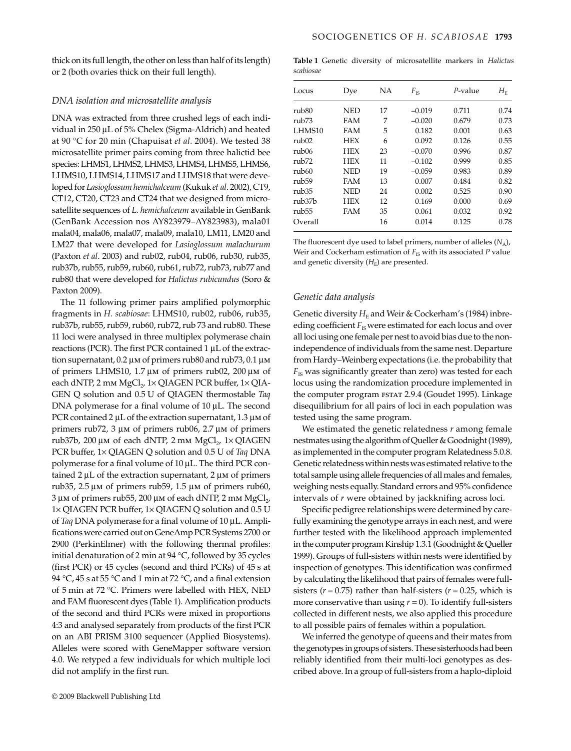thick on its full length, the other on less than half of its length) or 2 (both ovaries thick on their full length).

### DNA isolation and microsatellite analysis

DNA was extracted from three crushed legs of each individual in 250 μL of 5% Chelex (Sigma-Aldrich) and heated at 90 °C for 20 min (Chapuisat *et al*. 2004). We tested 38 microsatellite primer pairs coming from three halictid bee species: LHMS1, LHMS2, LHMS3, LHMS4, LHMS5, LHMS6, LHMS10, LHMS14, LHMS17 and LHMS18 that were developed for *Lasioglossum hemichalceum* (Kukuk *et al*. 2002), CT9, CT12, CT20, CT23 and CT24 that we designed from microsatellite sequences of *L. hemichalceum* available in GenBank (GenBank Accession nos AY823979–AY823983), mala01 mala04, mala06, mala07, mala09, mala10, LM11, LM20 and LM27 that were developed for *Lasioglossum malachurum* (Paxton *et al*. 2003) and rub02, rub04, rub06, rub30, rub35, rub37b, rub55, rub59, rub60, rub61, rub72, rub73, rub77 and rub80 that were developed for *Halictus rubicundus* (Soro & Paxton 2009).

The 11 following primer pairs amplified polymorphic fragments in *H. scabiosae*: LHMS10, rub02, rub06, rub35, rub37b, rub55, rub59, rub60, rub72, rub 73 and rub80. These 11 loci were analysed in three multiplex polymerase chain reactions (PCR). The first PCR contained 1 μL of the extraction supernatant, 0.2 μM of primers rub80 and rub73, 0.1 μM of primers LHMS10, 1.7 μM of primers rub02, 200 μM of each dNTP, 2 mM $MgCl_2$, 1× QIAGEN PCR buffer, 1× QIAGEN Q solution and 0.5 U of QIAGEN thermostable *Taq* DNA polymerase for a final volume of 10 μL. The second PCR contained 2 μL of the extraction supernatant, 1.3 μM of primers rub72, 3 μM of primers rub06, 2.7 μM of primers rub37b, 200 μM of each dNTP, 2 mM $MgCl_2$, 1× QIAGEN PCR buffer, 1× QIAGEN Q solution and 0.5 U of *Taq* DNA polymerase for a final volume of 10 μL. The third PCR contained 2 μL of the extraction supernatant, 2 μM of primers rub35, 2.5 μM of primers rub59, 1.5 μM of primers rub60, 3 μM of primers rub55, 200 μM of each dNTP, 2 mM $MgCl_2$, 1× QIAGEN PCR buffer, 1× QIAGEN Q solution and 0.5 U of *Taq* DNA polymerase for a final volume of 10 μL. Amplifications were carried out on GeneAmp PCR Systems 2700 or 2900 (PerkinElmer) with the following thermal profiles: initial denaturation of 2 min at 94 °C, followed by 35 cycles (first PCR) or 45 cycles (second and third PCRs) of 45 s at 94 °C, 45 s at 55 °C and 1 min at 72 °C, and a final extension of 5 min at 72 °C. Primers were labelled with HEX, NED and FAM fluorescent dyes (Table 1). Amplification products of the second and third PCRs were mixed in proportions 4:3 and analysed separately from products of the first PCR on an ABI PRISM 3100 sequencer (Applied Biosystems). Alleles were scored with GeneMapper software version 4.0. We retyped a few individuals for which multiple loci did not amplify in the first run.

**Table 1** Genetic diversity of microsatellite markers in *Halictus scabiosae*

| Locus | Dye | NA | $F_{IS}$ | *P*-value | $H_E$ |
|---|---|---|---|---|---|
| rub80 | NED | 17 | –0.019 | 0.711 | 0.74 |
| rub73 | FAM | 7 | –0.020 | 0.679 | 0.73 |
| LHMS10 | FAM | 5 | 0.182 | 0.001 | 0.63 |
| rub02 | HEX | 6 | 0.092 | 0.126 | 0.55 |
| rub06 | HEX | 23 | –0.070 | 0.996 | 0.87 |
| rub72 | HEX | 11 | –0.102 | 0.999 | 0.85 |
| rub60 | NED | 19 | –0.059 | 0.983 | 0.89 |
| rub59 | FAM | 13 | 0.007 | 0.484 | 0.82 |
| rub35 | NED | 24 | 0.002 | 0.525 | 0.90 |
| rub37b | HEX | 12 | 0.169 | 0.000 | 0.69 |
| rub55 | FAM | 35 | 0.061 | 0.032 | 0.92 |
| Overall | | 16 | 0.014 | 0.125 | 0.78 |

The fluorescent dye used to label primers, number of alleles ($N_A$), Weir and Cockerham estimation of $F_{IS}$ with its associated *P* value and genetic diversity ($H_E$) are presented.

### Genetic data analysis

Genetic diversity $H_E$ and Weir & Cockerham's (1984) inbreeding coefficient $F_{IS}$ were estimated for each locus and over all loci using one female per nest to avoid bias due to the non-independence of individuals from the same nest. Departure from Hardy–Weinberg expectations (i.e. the probability that $F_{IS}$ was significantly greater than zero) was tested for each locus using the randomization procedure implemented in the computer program FSTAT 2.9.4 (Goudet 1995). Linkage disequilibrium for all pairs of loci in each population was tested using the same program.

We estimated the genetic relatedness *r* among female nestmates using the algorithm of Queller & Goodnight (1989), as implemented in the computer program Relatedness 5.0.8. Genetic relatedness within nests was estimated relative to the total sample using allele frequencies of all males and females, weighing nests equally. Standard errors and 95% confidence intervals of *r* were obtained by jackknifing across loci.

Specific pedigree relationships were determined by carefully examining the genotype arrays in each nest, and were further tested with the likelihood approach implemented in the computer program Kinship 1.3.1 (Goodnight & Queller 1999). Groups of full-sisters within nests were identified by inspection of genotypes. This identification was confirmed by calculating the likelihood that pairs of females were full-sisters ($r = 0.75$) rather than half-sisters ($r = 0.25$, which is more conservative than using $r = 0$). To identify full-sisters collected in different nests, we also applied this procedure to all possible pairs of females within a population.

We inferred the genotype of queens and their mates from the genotypes in groups of sisters. These sisterhoods had been reliably identified from their multi-loci genotypes as described above. In a group of full-sisters from a haplo-diploid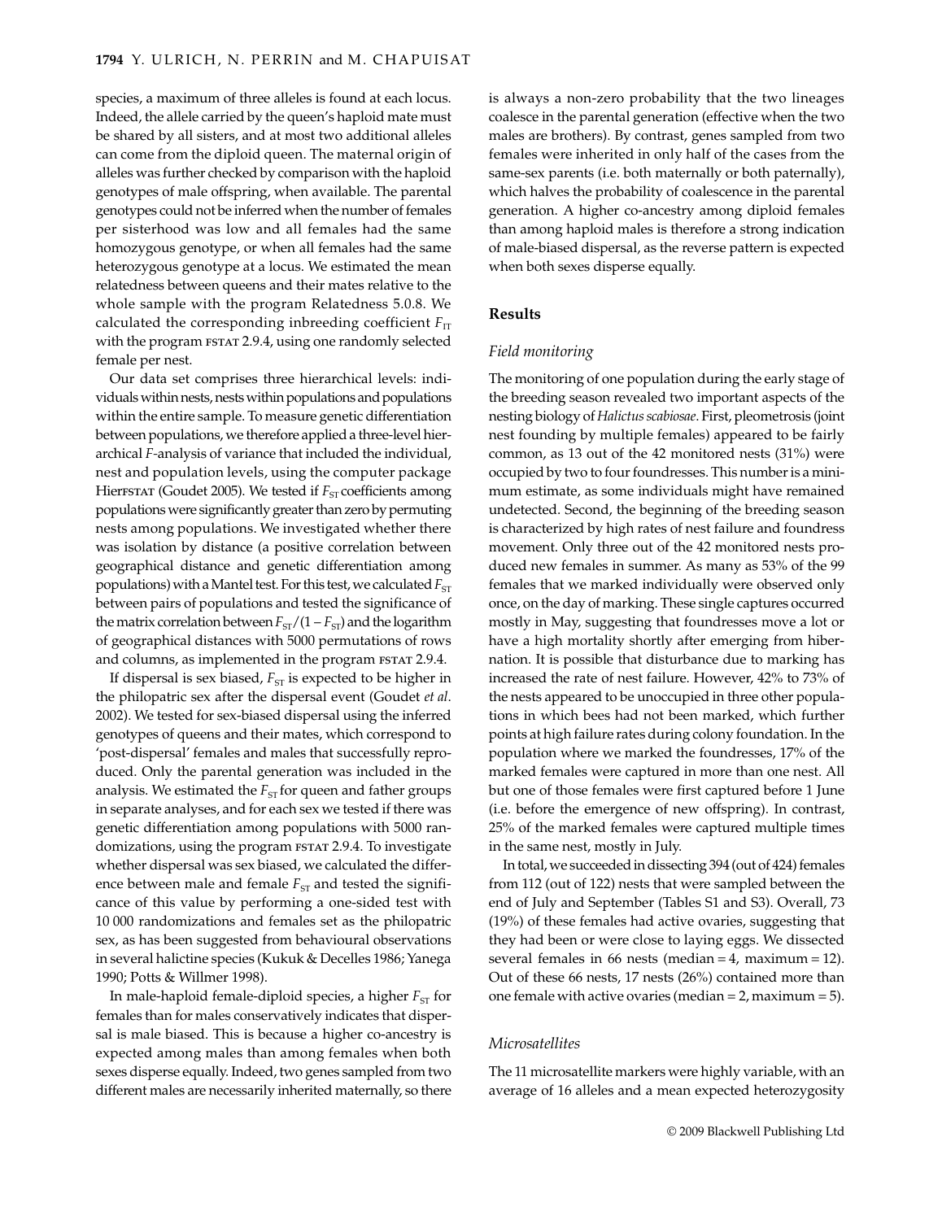species, a maximum of three alleles is found at each locus. Indeed, the allele carried by the queen's haploid mate must be shared by all sisters, and at most two additional alleles can come from the diploid queen. The maternal origin of alleles was further checked by comparison with the haploid genotypes of male offspring, when available. The parental genotypes could not be inferred when the number of females per sisterhood was low and all females had the same homozygous genotype, or when all females had the same heterozygous genotype at a locus. We estimated the mean relatedness between queens and their mates relative to the whole sample with the program Relatedness 5.0.8. We calculated the corresponding inbreeding coefficient $F_{IT}$ with the program FSTAT 2.9.4, using one randomly selected female per nest.

Our data set comprises three hierarchical levels: individuals within nests, nests within populations and populations within the entire sample. To measure genetic differentiation between populations, we therefore applied a three-level hierarchical *F*-analysis of variance that included the individual, nest and population levels, using the computer package HierFSTAT (Goudet 2005). We tested if $F_{ST}$ coefficients among populations were significantly greater than zero by permuting nests among populations. We investigated whether there was isolation by distance (a positive correlation between geographical distance and genetic differentiation among populations) with a Mantel test. For this test, we calculated $F_{ST}$ between pairs of populations and tested the significance of the matrix correlation between $F_{ST}/(1 - F_{ST})$ and the logarithm of geographical distances with 5000 permutations of rows and columns, as implemented in the program FSTAT 2.9.4.

If dispersal is sex biased, $F_{ST}$ is expected to be higher in the philopatric sex after the dispersal event (Goudet *et al*. 2002). We tested for sex-biased dispersal using the inferred genotypes of queens and their mates, which correspond to 'post-dispersal' females and males that successfully reproduced. Only the parental generation was included in the analysis. We estimated the $F_{ST}$ for queen and father groups in separate analyses, and for each sex we tested if there was genetic differentiation among populations with 5000 randomizations, using the program FSTAT 2.9.4. To investigate whether dispersal was sex biased, we calculated the difference between male and female $F_{ST}$ and tested the significance of this value by performing a one-sided test with 10 000 randomizations and females set as the philopatric sex, as has been suggested from behavioural observations in several halictine species (Kukuk & Decelles 1986; Yanega 1990; Potts & Willmer 1998).

In male-haploid female-diploid species, a higher $F_{ST}$ for females than for males conservatively indicates that dispersal is male biased. This is because a higher co-ancestry is expected among males than among females when both sexes disperse equally. Indeed, two genes sampled from two different males are necessarily inherited maternally, so there is always a non-zero probability that the two lineages coalesce in the parental generation (effective when the two males are brothers). By contrast, genes sampled from two females were inherited in only half of the cases from the same-sex parents (i.e. both maternally or both paternally), which halves the probability of coalescence in the parental generation. A higher co-ancestry among diploid females than among haploid males is therefore a strong indication of male-biased dispersal, as the reverse pattern is expected when both sexes disperse equally.

## Results

### Field monitoring

The monitoring of one population during the early stage of the breeding season revealed two important aspects of the nesting biology of *Halictus scabiosae*. First, pleometrosis (joint nest founding by multiple females) appeared to be fairly common, as 13 out of the 42 monitored nests (31%) were occupied by two to four foundresses. This number is a minimum estimate, as some individuals might have remained undetected. Second, the beginning of the breeding season is characterized by high rates of nest failure and foundress movement. Only three out of the 42 monitored nests produced new females in summer. As many as 53% of the 99 females that we marked individually were observed only once, on the day of marking. These single captures occurred mostly in May, suggesting that foundresses move a lot or have a high mortality shortly after emerging from hibernation. It is possible that disturbance due to marking has increased the rate of nest failure. However, 42% to 73% of the nests appeared to be unoccupied in three other populations in which bees had not been marked, which further points at high failure rates during colony foundation. In the population where we marked the foundresses, 17% of the marked females were captured in more than one nest. All but one of those females were first captured before 1 June (i.e. before the emergence of new offspring). In contrast, 25% of the marked females were captured multiple times in the same nest, mostly in July.

In total, we succeeded in dissecting 394 (out of 424) females from 112 (out of 122) nests that were sampled between the end of July and September (Tables S1 and S3). Overall, 73 (19%) of these females had active ovaries, suggesting that they had been or were close to laying eggs. We dissected several females in 66 nests (median = 4, maximum = 12). Out of these 66 nests, 17 nests (26%) contained more than one female with active ovaries (median = 2, maximum = 5).

### Microsatellites

The 11 microsatellite markers were highly variable, with an average of 16 alleles and a mean expected heterozygosity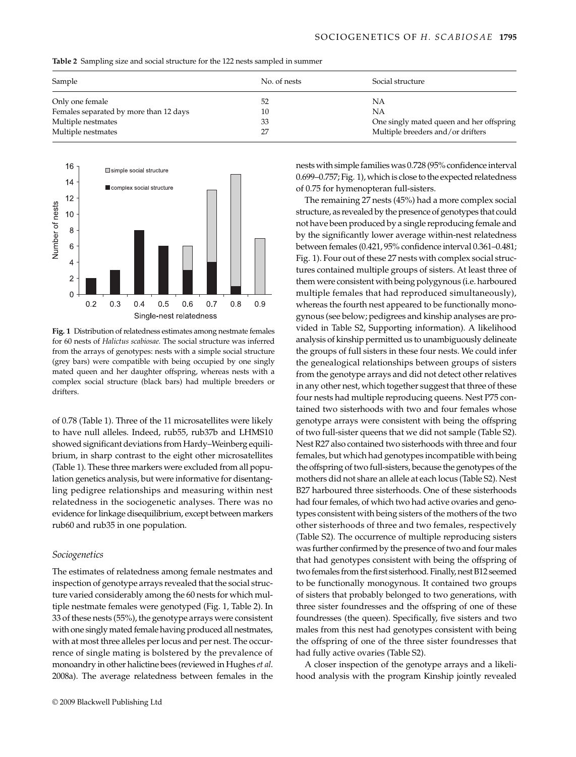**Table 2** Sampling size and social structure for the 122 nests sampled in summer

| Sample | No. of nests | Social structure |
|---|---|---|
| Only one female | 52 | NA |
| Females separated by more than 12 days | 10 | NA |
| Multiple nestmates | 33 | One singly mated queen and her offspring |
| Multiple nestmates | 27 | Multiple breeders and/or drifters |

**Fig. 1** Distribution of relatedness estimates among nestmate females for 60 nests of *Halictus scabiosae.* The social structure was inferred from the arrays of genotypes: nests with a simple social structure (grey bars) were compatible with being occupied by one singly mated queen and her daughter offspring, whereas nests with a complex social structure (black bars) had multiple breeders or drifters.

of 0.78 (Table 1). Three of the 11 microsatellites were likely to have null alleles. Indeed, rub55, rub37b and LHMS10 showed significant deviations from Hardy–Weinberg equilibrium, in sharp contrast to the eight other microsatellites (Table 1). These three markers were excluded from all population genetics analysis, but were informative for disentangling pedigree relationships and measuring within nest relatedness in the sociogenetic analyses. There was no evidence for linkage disequilibrium, except between markers rub60 and rub35 in one population.

### *Sociogenetics*

The estimates of relatedness among female nestmates and inspection of genotype arrays revealed that the social structure varied considerably among the 60 nests for which multiple nestmate females were genotyped (Fig. 1, Table 2). In 33 of these nests (55%), the genotype arrays were consistent with one singly mated female having produced all nestmates, with at most three alleles per locus and per nest. The occurrence of single mating is bolstered by the prevalence of monoandry in other halictine bees (reviewed in Hughes *et al.* 2008a). The average relatedness between females in the nests with simple families was 0.728 (95% confidence interval 0.699–0.757; Fig. 1), which is close to the expected relatedness of 0.75 for hymenopteran full-sisters.

The remaining 27 nests (45%) had a more complex social structure, as revealed by the presence of genotypes that could not have been produced by a single reproducing female and by the significantly lower average within-nest relatedness between females (0.421, 95% confidence interval 0.361–0.481; Fig. 1). Four out of these 27 nests with complex social structures contained multiple groups of sisters. At least three of them were consistent with being polygynous (i.e. harboured multiple females that had reproduced simultaneously), whereas the fourth nest appeared to be functionally monogynous (see below; pedigrees and kinship analyses are provided in Table S2, Supporting information). A likelihood analysis of kinship permitted us to unambiguously delineate the groups of full sisters in these four nests. We could infer the genealogical relationships between groups of sisters from the genotype arrays and did not detect other relatives in any other nest, which together suggest that three of these four nests had multiple reproducing queens. Nest P75 contained two sisterhoods with two and four females whose genotype arrays were consistent with being the offspring of two full-sister queens that we did not sample (Table S2). Nest R27 also contained two sisterhoods with three and four females, but which had genotypes incompatible with being the offspring of two full-sisters, because the genotypes of the mothers did not share an allele at each locus (Table S2). Nest B27 harboured three sisterhoods. One of these sisterhoods had four females, of which two had active ovaries and genotypes consistent with being sisters of the mothers of the two other sisterhoods of three and two females, respectively (Table S2). The occurrence of multiple reproducing sisters was further confirmed by the presence of two and four males that had genotypes consistent with being the offspring of two females from the first sisterhood. Finally, nest B12 seemed to be functionally monogynous. It contained two groups of sisters that probably belonged to two generations, with three sister foundresses and the offspring of one of these foundresses (the queen). Specifically, five sisters and two males from this nest had genotypes consistent with being the offspring of one of the three sister foundresses that had fully active ovaries (Table S2).

A closer inspection of the genotype arrays and a likelihood analysis with the program Kinship jointly revealed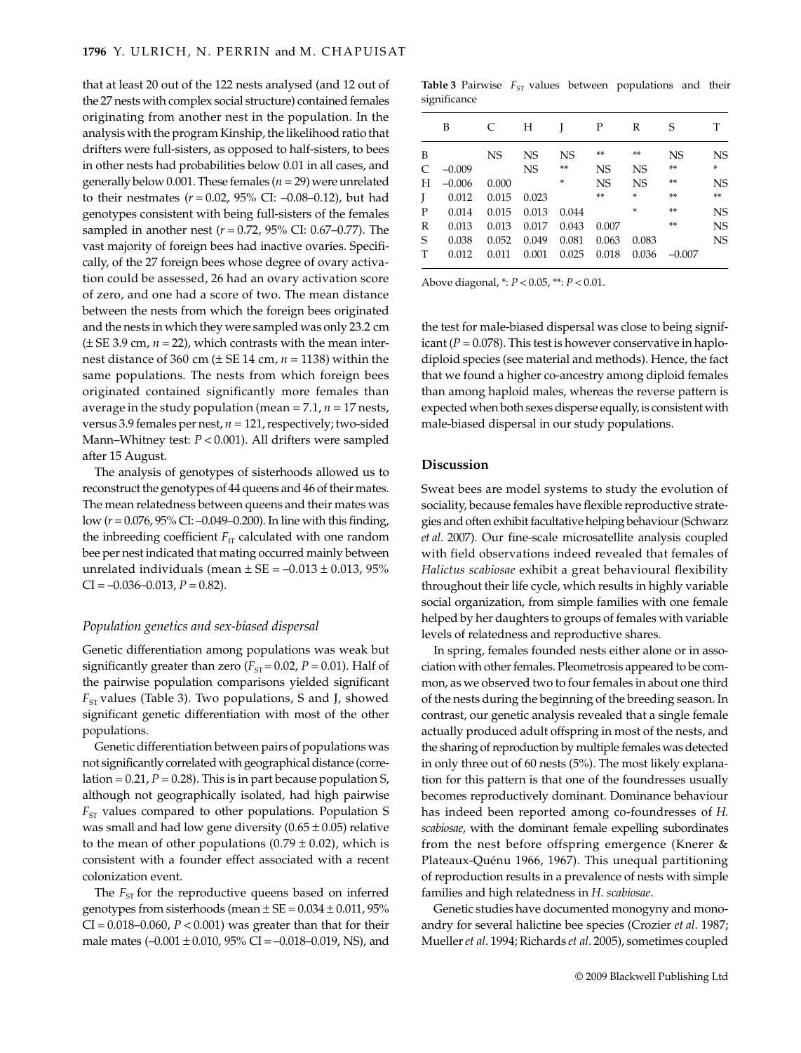that at least 20 out of the 122 nests analysed (and 12 out of the 27 nests with complex social structure) contained females originating from another nest in the population. In the analysis with the program Kinship, the likelihood ratio that drifters were full-sisters, as opposed to half-sisters, to bees in other nests had probabilities below 0.01 in all cases, and generally below 0.001. These females ($n = 29$) were unrelated to their nestmates ($r = 0.02$, 95% CI: –0.08–0.12), but had genotypes consistent with being full-sisters of the females sampled in another nest ($r = 0.72$, 95% CI: 0.67–0.77). The vast majority of foreign bees had inactive ovaries. Specifically, of the 27 foreign bees whose degree of ovary activation could be assessed, 26 had an ovary activation score of zero, and one had a score of two. The mean distance between the nests from which the foreign bees originated and the nests in which they were sampled was only 23.2 cm (± SE 3.9 cm, $n = 22$), which contrasts with the mean inter-nest distance of 360 cm (± SE 14 cm, $n = 1138$) within the same populations. The nests from which foreign bees originated contained significantly more females than average in the study population (mean = 7.1, $n = 17$ nests, versus 3.9 females per nest, $n = 121$, respectively; two-sided Mann–Whitney test: $P < 0.001$). All drifters were sampled after 15 August.

The analysis of genotypes of sisterhoods allowed us to reconstruct the genotypes of 44 queens and 46 of their mates. The mean relatedness between queens and their mates was low ($r = 0.076$, 95% CI: –0.049–0.200). In line with this finding, the inbreeding coefficient $F_{IT}$ calculated with one random bee per nest indicated that mating occurred mainly between unrelated individuals (mean ± SE = –0.013 ± 0.013, 95% CI = –0.036–0.013, $P = 0.82$).

### *Population genetics and sex-biased dispersal*

Genetic differentiation among populations was weak but significantly greater than zero ($F_{ST} = 0.02$, $P = 0.01$). Half of the pairwise population comparisons yielded significant $F_{ST}$ values (Table 3). Two populations, S and J, showed significant genetic differentiation with most of the other populations.

Genetic differentiation between pairs of populations was not significantly correlated with geographical distance (correlation = 0.21, $P = 0.28$). This is in part because population S, although not geographically isolated, had high pairwise $F_{ST}$ values compared to other populations. Population S was small and had low gene diversity (0.65 ± 0.05) relative to the mean of other populations (0.79 ± 0.02), which is consistent with a founder effect associated with a recent colonization event.

The $F_{ST}$ for the reproductive queens based on inferred genotypes from sisterhoods (mean ± SE = 0.034 ± 0.011, 95% CI = 0.018–0.060, $P < 0.001$) was greater than that for their male mates (–0.001 ± 0.010, 95% CI = –0.018–0.019, NS), and the test for male-biased dispersal was close to being significant ($P = 0.078$). This test is however conservative in haplodiploid species (see material and methods). Hence, the fact that we found a higher co-ancestry among diploid females than among haploid males, whereas the reverse pattern is expected when both sexes disperse equally, is consistent with male-biased dispersal in our study populations.

**Table 3** Pairwise $F_{ST}$ values between populations and their significance

| | B | C | H | J | P | R | S | T |
|---|---|---|---|---|---|---|---|---|
| B | | NS | NS | NS | ** | ** | NS | NS |
| C | –0.009 | | NS | ** | NS | NS | ** | * |
| H | –0.006 | 0.000 | | * | NS | NS | ** | NS |
| J | 0.012 | 0.015 | 0.023 | | ** | * | ** | ** |
| P | 0.014 | 0.015 | 0.013 | 0.044 | | * | ** | NS |
| R | 0.013 | 0.013 | 0.017 | 0.043 | 0.007 | | ** | NS |
| S | 0.038 | 0.052 | 0.049 | 0.081 | 0.063 | 0.083 | | NS |
| T | 0.012 | 0.011 | 0.001 | 0.025 | 0.018 | 0.036 | –0.007 | |

Above diagonal, *: $P < 0.05$, **: $P < 0.01$.

## Discussion

Sweat bees are model systems to study the evolution of sociality, because females have flexible reproductive strategies and often exhibit facultative helping behaviour (Schwarz *et al*. 2007). Our fine-scale microsatellite analysis coupled with field observations indeed revealed that females of *Halictus scabiosae* exhibit a great behavioural flexibility throughout their life cycle, which results in highly variable social organization, from simple families with one female helped by her daughters to groups of females with variable levels of relatedness and reproductive shares.

In spring, females founded nests either alone or in association with other females. Pleometrosis appeared to be common, as we observed two to four females in about one third of the nests during the beginning of the breeding season. In contrast, our genetic analysis revealed that a single female actually produced adult offspring in most of the nests, and the sharing of reproduction by multiple females was detected in only three out of 60 nests (5%). The most likely explanation for this pattern is that one of the foundresses usually becomes reproductively dominant. Dominance behaviour has indeed been reported among co-foundresses of *H. scabiosae*, with the dominant female expelling subordinates from the nest before offspring emergence (Knerer & Plateaux-Quénu 1966, 1967). This unequal partitioning of reproduction results in a prevalence of nests with simple families and high relatedness in *H. scabiosae*.

Genetic studies have documented monogyny and monoandry for several halictine bee species (Crozier *et al*. 1987; Mueller *et al*. 1994; Richards *et al*. 2005), sometimes coupled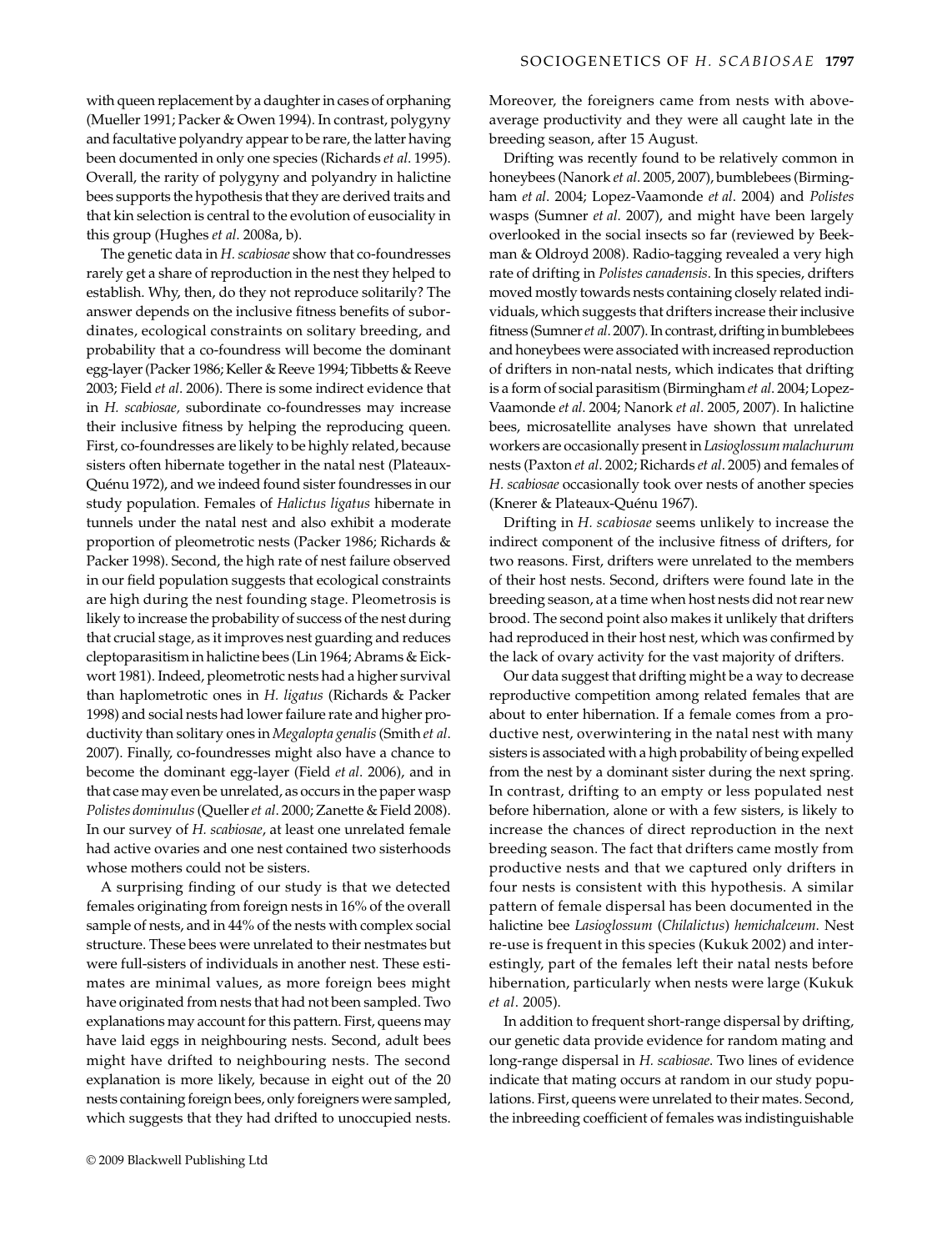with queen replacement by a daughter in cases of orphaning (Mueller 1991; Packer & Owen 1994). In contrast, polygyny and facultative polyandry appear to be rare, the latter having been documented in only one species (Richards *et al*. 1995). Overall, the rarity of polygyny and polyandry in halictine bees supports the hypothesis that they are derived traits and that kin selection is central to the evolution of eusociality in this group (Hughes *et al*. 2008a, b).

The genetic data in *H. scabiosae* show that co-foundresses rarely get a share of reproduction in the nest they helped to establish. Why, then, do they not reproduce solitarily? The answer depends on the inclusive fitness benefits of subordinates, ecological constraints on solitary breeding, and probability that a co-foundress will become the dominant egg-layer (Packer 1986; Keller & Reeve 1994; Tibbetts & Reeve 2003; Field *et al*. 2006). There is some indirect evidence that in *H. scabiosae*, subordinate co-foundresses may increase their inclusive fitness by helping the reproducing queen. First, co-foundresses are likely to be highly related, because sisters often hibernate together in the natal nest (Plateaux-Quénu 1972), and we indeed found sister foundresses in our study population. Females of *Halictus ligatus* hibernate in tunnels under the natal nest and also exhibit a moderate proportion of pleometrotic nests (Packer 1986; Richards & Packer 1998). Second, the high rate of nest failure observed in our field population suggests that ecological constraints are high during the nest founding stage. Pleometrosis is likely to increase the probability of success of the nest during that crucial stage, as it improves nest guarding and reduces cleptoparasitism in halictine bees (Lin 1964; Abrams & Eickwort 1981). Indeed, pleometrotic nests had a higher survival than haplometrotic ones in *H. ligatus* (Richards & Packer 1998) and social nests had lower failure rate and higher productivity than solitary ones in *Megalopta genalis* (Smith *et al*. 2007). Finally, co-foundresses might also have a chance to become the dominant egg-layer (Field *et al*. 2006), and in that case may even be unrelated, as occurs in the paper wasp *Polistes dominulus* (Queller *et al*. 2000; Zanette & Field 2008). In our survey of *H. scabiosae*, at least one unrelated female had active ovaries and one nest contained two sisterhoods whose mothers could not be sisters.

A surprising finding of our study is that we detected females originating from foreign nests in 16% of the overall sample of nests, and in 44% of the nests with complex social structure. These bees were unrelated to their nestmates but were full-sisters of individuals in another nest. These estimates are minimal values, as more foreign bees might have originated from nests that had not been sampled. Two explanations may account for this pattern. First, queens may have laid eggs in neighbouring nests. Second, adult bees might have drifted to neighbouring nests. The second explanation is more likely, because in eight out of the 20 nests containing foreign bees, only foreigners were sampled, which suggests that they had drifted to unoccupied nests. Moreover, the foreigners came from nests with above-average productivity and they were all caught late in the breeding season, after 15 August.

Drifting was recently found to be relatively common in honeybees (Nanork *et al*. 2005, 2007), bumblebees (Birmingham *et al*. 2004; Lopez-Vaamonde *et al*. 2004) and *Polistes* wasps (Sumner *et al*. 2007), and might have been largely overlooked in the social insects so far (reviewed by Beekman & Oldroyd 2008). Radio-tagging revealed a very high rate of drifting in *Polistes canadensis*. In this species, drifters moved mostly towards nests containing closely related individuals, which suggests that drifters increase their inclusive fitness (Sumner *et al*. 2007). In contrast, drifting in bumblebees and honeybees were associated with increased reproduction of drifters in non-natal nests, which indicates that drifting is a form of social parasitism (Birmingham *et al*. 2004; Lopez-Vaamonde *et al*. 2004; Nanork *et al*. 2005, 2007). In halictine bees, microsatellite analyses have shown that unrelated workers are occasionally present in *Lasioglossum malachurum* nests (Paxton *et al*. 2002; Richards *et al*. 2005) and females of *H. scabiosae* occasionally took over nests of another species (Knerer & Plateaux-Quénu 1967).

Drifting in *H. scabiosae* seems unlikely to increase the indirect component of the inclusive fitness of drifters, for two reasons. First, drifters were unrelated to the members of their host nests. Second, drifters were found late in the breeding season, at a time when host nests did not rear new brood. The second point also makes it unlikely that drifters had reproduced in their host nest, which was confirmed by the lack of ovary activity for the vast majority of drifters.

Our data suggest that drifting might be a way to decrease reproductive competition among related females that are about to enter hibernation. If a female comes from a productive nest, overwintering in the natal nest with many sisters is associated with a high probability of being expelled from the nest by a dominant sister during the next spring. In contrast, drifting to an empty or less populated nest before hibernation, alone or with a few sisters, is likely to increase the chances of direct reproduction in the next breeding season. The fact that drifters came mostly from productive nests and that we captured only drifters in four nests is consistent with this hypothesis. A similar pattern of female dispersal has been documented in the halictine bee *Lasioglossum* (*Chilalictus*) *hemichalceum*. Nest re-use is frequent in this species (Kukuk 2002) and interestingly, part of the females left their natal nests before hibernation, particularly when nests were large (Kukuk *et al*. 2005).

In addition to frequent short-range dispersal by drifting, our genetic data provide evidence for random mating and long-range dispersal in *H. scabiosae*. Two lines of evidence indicate that mating occurs at random in our study populations. First, queens were unrelated to their mates. Second, the inbreeding coefficient of females was indistinguishable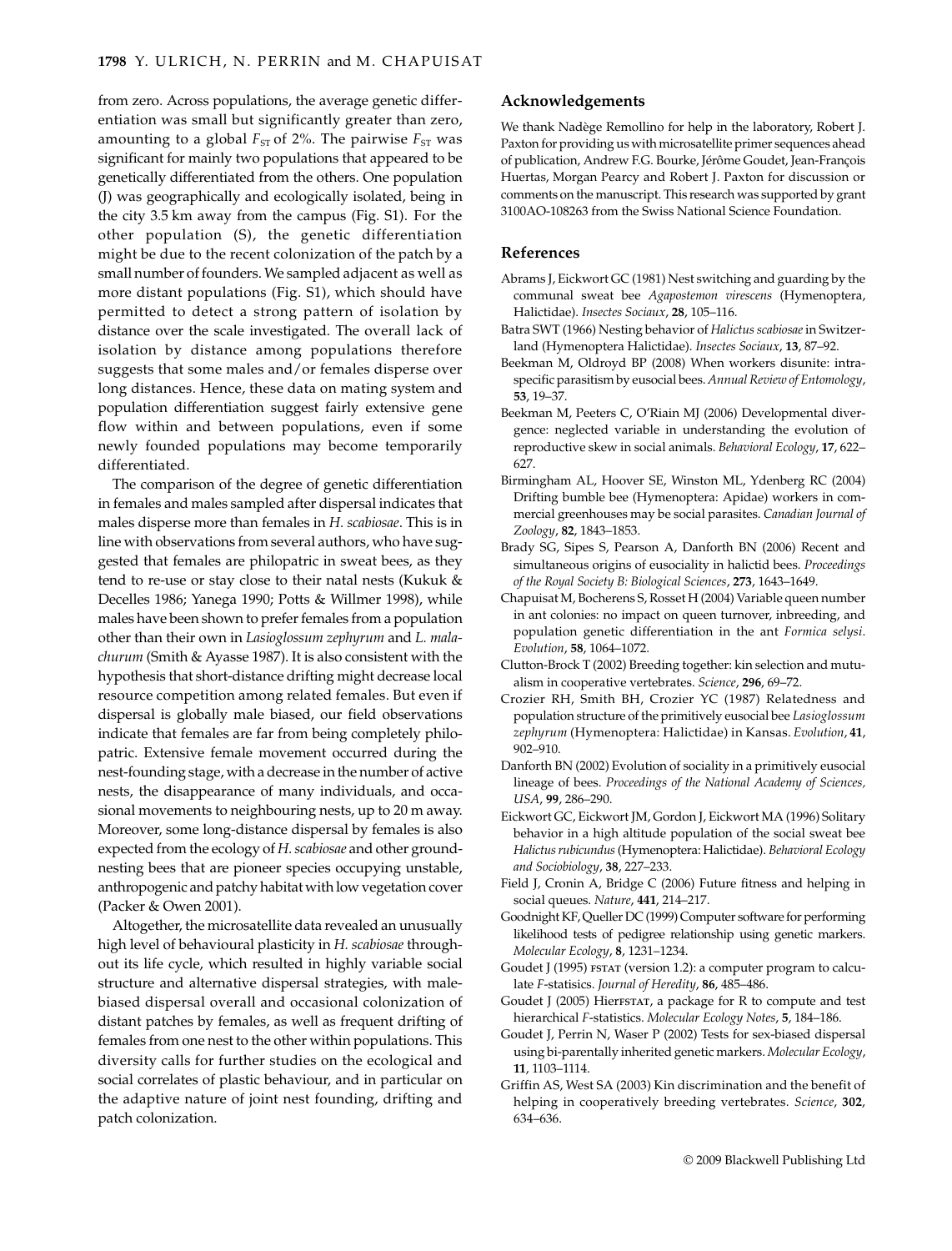from zero. Across populations, the average genetic differentiation was small but significantly greater than zero, amounting to a global $F_{ST}$ of 2%. The pairwise $F_{ST}$ was significant for mainly two populations that appeared to be genetically differentiated from the others. One population (J) was geographically and ecologically isolated, being in the city 3.5 km away from the campus (Fig. S1). For the other population (S), the genetic differentiation might be due to the recent colonization of the patch by a small number of founders. We sampled adjacent as well as more distant populations (Fig. S1), which should have permitted to detect a strong pattern of isolation by distance over the scale investigated. The overall lack of isolation by distance among populations therefore suggests that some males and/or females disperse over long distances. Hence, these data on mating system and population differentiation suggest fairly extensive gene flow within and between populations, even if some newly founded populations may become temporarily differentiated.

The comparison of the degree of genetic differentiation in females and males sampled after dispersal indicates that males disperse more than females in *H. scabiosae*. This is in line with observations from several authors, who have suggested that females are philopatric in sweat bees, as they tend to re-use or stay close to their natal nests (Kukuk & Decelles 1986; Yanega 1990; Potts & Willmer 1998), while males have been shown to prefer females from a population other than their own in *Lasioglossum zephyrum* and *L. malachurum* (Smith & Ayasse 1987). It is also consistent with the hypothesis that short-distance drifting might decrease local resource competition among related females. But even if dispersal is globally male biased, our field observations indicate that females are far from being completely philopatric. Extensive female movement occurred during the nest-founding stage, with a decrease in the number of active nests, the disappearance of many individuals, and occasional movements to neighbouring nests, up to 20 m away. Moreover, some long-distance dispersal by females is also expected from the ecology of *H. scabiosae* and other ground-nesting bees that are pioneer species occupying unstable, anthropogenic and patchy habitat with low vegetation cover (Packer & Owen 2001).

Altogether, the microsatellite data revealed an unusually high level of behavioural plasticity in *H. scabiosae* throughout its life cycle, which resulted in highly variable social structure and alternative dispersal strategies, with male-biased dispersal overall and occasional colonization of distant patches by females, as well as frequent drifting of females from one nest to the other within populations. This diversity calls for further studies on the ecological and social correlates of plastic behaviour, and in particular on the adaptive nature of joint nest founding, drifting and patch colonization.

## Acknowledgements

We thank Nadège Remollino for help in the laboratory, Robert J. Paxton for providing us with microsatellite primer sequences ahead of publication, Andrew F.G. Bourke, Jérôme Goudet, Jean-François Huertas, Morgan Pearcy and Robert J. Paxton for discussion or comments on the manuscript. This research was supported by grant 3100AO-108263 from the Swiss National Science Foundation.

## References

Abrams J, Eickwort GC (1981) Nest switching and guarding by the communal sweat bee *Agapostemon virescens* (Hymenoptera, Halictidae). *Insectes Sociaux*, **28**, 105–116.

Batra SWT (1966) Nesting behavior of *Halictus scabiosae* in Switzerland (Hymenoptera Halictidae). *Insectes Sociaux*, **13**, 87–92.

Beekman M, Oldroyd BP (2008) When workers disunite: intraspecific parasitism by eusocial bees. *Annual Review of Entomology*, **53**, 19–37.

Beekman M, Peeters C, O'Riain MJ (2006) Developmental divergence: neglected variable in understanding the evolution of reproductive skew in social animals. *Behavioral Ecology*, **17**, 622–627.

Birmingham AL, Hoover SE, Winston ML, Ydenberg RC (2004) Drifting bumble bee (Hymenoptera: Apidae) workers in commercial greenhouses may be social parasites. *Canadian Journal of Zoology*, **82**, 1843–1853.

Brady SG, Sipes S, Pearson A, Danforth BN (2006) Recent and simultaneous origins of eusociality in halictid bees. *Proceedings of the Royal Society B: Biological Sciences*, **273**, 1643–1649.

Chapuisat M, Bocherens S, Rosset H (2004) Variable queen number in ant colonies: no impact on queen turnover, inbreeding, and population genetic differentiation in the ant *Formica selysi*. *Evolution*, **58**, 1064–1072.

Clutton-Brock T (2002) Breeding together: kin selection and mutualism in cooperative vertebrates. *Science*, **296**, 69–72.

Crozier RH, Smith BH, Crozier YC (1987) Relatedness and population structure of the primitively eusocial bee *Lasioglossum zephyrum* (Hymenoptera: Halictidae) in Kansas. *Evolution*, **41**, 902–910.

Danforth BN (2002) Evolution of sociality in a primitively eusocial lineage of bees. *Proceedings of the National Academy of Sciences, USA*, **99**, 286–290.

Eickwort GC, Eickwort JM, Gordon J, Eickwort MA (1996) Solitary behavior in a high altitude population of the social sweat bee *Halictus rubicundus* (Hymenoptera: Halictidae). *Behavioral Ecology and Sociobiology*, **38**, 227–233.

Field J, Cronin A, Bridge C (2006) Future fitness and helping in social queues. *Nature*, **441**, 214–217.

Goodnight KF, Queller DC (1999) Computer software for performing likelihood tests of pedigree relationship using genetic markers. *Molecular Ecology*, **8**, 1231–1234.

Goudet J (1995) FSTAT (version 1.2): a computer program to calculate *F*-statisics. *Journal of Heredity*, **86**, 485–486.

Goudet J (2005) HierFSTAT, a package for R to compute and test hierarchical *F*-statistics. *Molecular Ecology Notes*, **5**, 184–186.

Goudet J, Perrin N, Waser P (2002) Tests for sex-biased dispersal using bi-parentally inherited genetic markers. *Molecular Ecology*, **11**, 1103–1114.

Griffin AS, West SA (2003) Kin discrimination and the benefit of helping in cooperatively breeding vertebrates. *Science*, **302**, 634–636.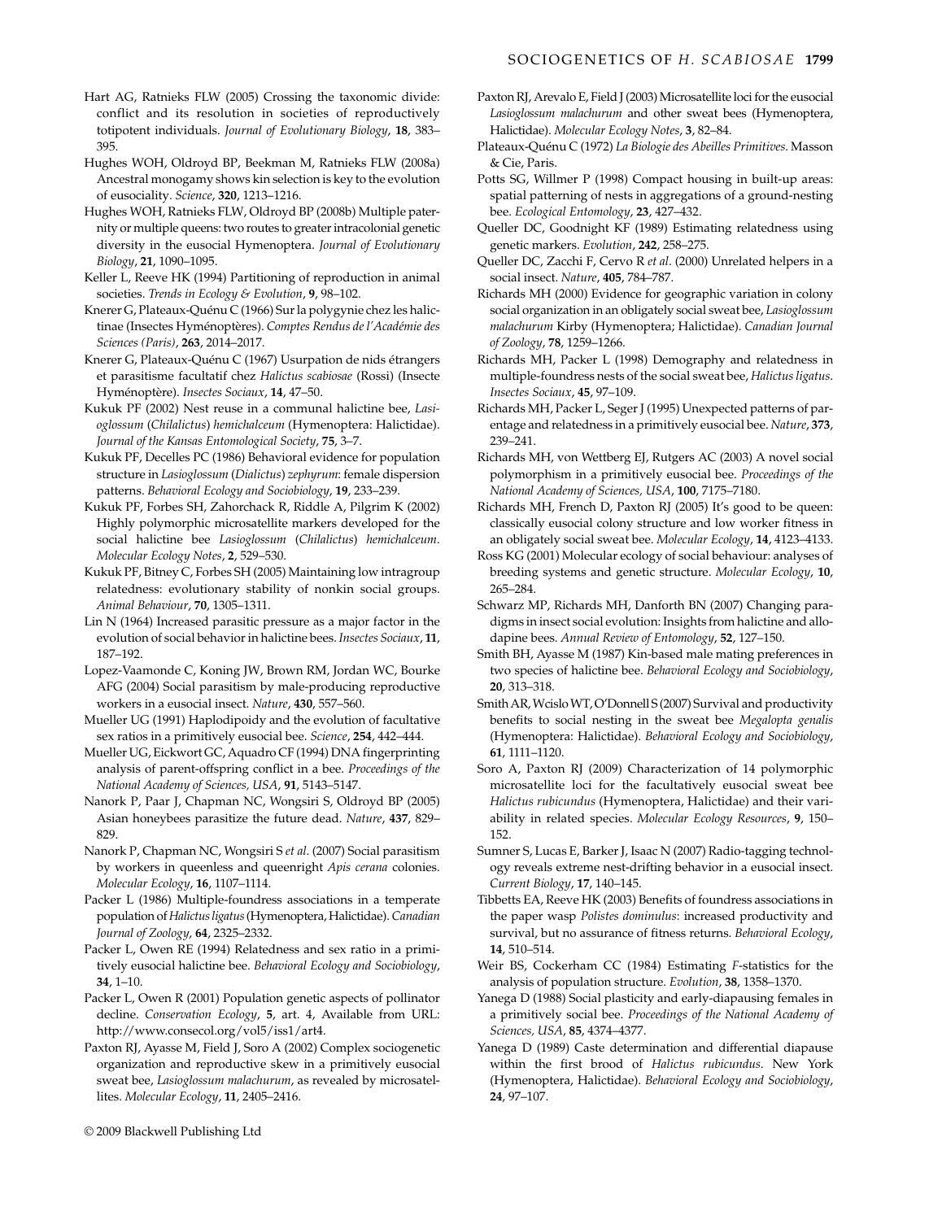Hart AG, Ratnieks FLW (2005) Crossing the taxonomic divide: conflict and its resolution in societies of reproductively totipotent individuals. *Journal of Evolutionary Biology*, **18**, 383–395.

Hughes WOH, Oldroyd BP, Beekman M, Ratnieks FLW (2008a) Ancestral monogamy shows kin selection is key to the evolution of eusociality. *Science*, **320**, 1213–1216.

Hughes WOH, Ratnieks FLW, Oldroyd BP (2008b) Multiple paternity or multiple queens: two routes to greater intracolonial genetic diversity in the eusocial Hymenoptera. *Journal of Evolutionary Biology*, **21**, 1090–1095.

Keller L, Reeve HK (1994) Partitioning of reproduction in animal societies. *Trends in Ecology & Evolution*, **9**, 98–102.

Knerer G, Plateaux-Quénu C (1966) Sur la polygynie chez les halictinae (Insectes Hyménoptères). *Comptes Rendus de l'Académie des Sciences (Paris)*, **263**, 2014–2017.

Knerer G, Plateaux-Quénu C (1967) Usurpation de nids étrangers et parasitisme facultatif chez *Halictus scabiosae* (Rossi) (Insecte Hyménoptère). *Insectes Sociaux*, **14**, 47–50.

Kukuk PF (2002) Nest reuse in a communal halictine bee, *Lasioglossum* (*Chilalictus*) *hemichalceum* (Hymenoptera: Halictidae). *Journal of the Kansas Entomological Society*, **75**, 3–7.

Kukuk PF, Decelles PC (1986) Behavioral evidence for population structure in *Lasioglossum* (*Dialictus*) *zephyrum*: female dispersion patterns. *Behavioral Ecology and Sociobiology*, **19**, 233–239.

Kukuk PF, Forbes SH, Zahorchack R, Riddle A, Pilgrim K (2002) Highly polymorphic microsatellite markers developed for the social halictine bee *Lasioglossum* (*Chilalictus*) *hemichalceum*. *Molecular Ecology Notes*, **2**, 529–530.

Kukuk PF, Bitney C, Forbes SH (2005) Maintaining low intragroup relatedness: evolutionary stability of nonkin social groups. *Animal Behaviour*, **70**, 1305–1311.

Lin N (1964) Increased parasitic pressure as a major factor in the evolution of social behavior in halictine bees. *Insectes Sociaux*, **11**, 187–192.

Lopez-Vaamonde C, Koning JW, Brown RM, Jordan WC, Bourke AFG (2004) Social parasitism by male-producing reproductive workers in a eusocial insect. *Nature*, **430**, 557–560.

Mueller UG (1991) Haplodipoidy and the evolution of facultative sex ratios in a primitively eusocial bee. *Science*, **254**, 442–444.

Mueller UG, Eickwort GC, Aquadro CF (1994) DNA fingerprinting analysis of parent-offspring conflict in a bee. *Proceedings of the National Academy of Sciences, USA*, **91**, 5143–5147.

Nanork P, Paar J, Chapman NC, Wongsiri S, Oldroyd BP (2005) Asian honeybees parasitize the future dead. *Nature*, **437**, 829–829.

Nanork P, Chapman NC, Wongsiri S *et al*. (2007) Social parasitism by workers in queenless and queenright *Apis cerana* colonies. *Molecular Ecology*, **16**, 1107–1114.

Packer L (1986) Multiple-foundress associations in a temperate population of *Halictus ligatus* (Hymenoptera, Halictidae). *Canadian Journal of Zoology*, **64**, 2325–2332.

Packer L, Owen RE (1994) Relatedness and sex ratio in a primitively eusocial halictine bee. *Behavioral Ecology and Sociobiology*, **34**, 1–10.

Packer L, Owen R (2001) Population genetic aspects of pollinator decline. *Conservation Ecology*, **5**, art. 4, Available from URL: http://www.consecol.org/vol5/iss1/art4.

Paxton RJ, Ayasse M, Field J, Soro A (2002) Complex sociogenetic organization and reproductive skew in a primitively eusocial sweat bee, *Lasioglossum malachurum*, as revealed by microsatellites. *Molecular Ecology*, **11**, 2405–2416.

Paxton RJ, Arevalo E, Field J (2003) Microsatellite loci for the eusocial *Lasioglossum malachurum* and other sweat bees (Hymenoptera, Halictidae). *Molecular Ecology Notes*, **3**, 82–84.

Plateaux-Quénu C (1972) *La Biologie des Abeilles Primitives*. Masson & Cie, Paris.

Potts SG, Willmer P (1998) Compact housing in built-up areas: spatial patterning of nests in aggregations of a ground-nesting bee. *Ecological Entomology*, **23**, 427–432.

Queller DC, Goodnight KF (1989) Estimating relatedness using genetic markers. *Evolution*, **242**, 258–275.

Queller DC, Zacchi F, Cervo R *et al*. (2000) Unrelated helpers in a social insect. *Nature*, **405**, 784–787.

Richards MH (2000) Evidence for geographic variation in colony social organization in an obligately social sweat bee, *Lasioglossum malachurum* Kirby (Hymenoptera; Halictidae). *Canadian Journal of Zoology*, **78**, 1259–1266.

Richards MH, Packer L (1998) Demography and relatedness in multiple-foundress nests of the social sweat bee, *Halictus ligatus*. *Insectes Sociaux*, **45**, 97–109.

Richards MH, Packer L, Seger J (1995) Unexpected patterns of parentage and relatedness in a primitively eusocial bee. *Nature*, **373**, 239–241.

Richards MH, von Wettberg EJ, Rutgers AC (2003) A novel social polymorphism in a primitively eusocial bee. *Proceedings of the National Academy of Sciences, USA*, **100**, 7175–7180.

Richards MH, French D, Paxton RJ (2005) It's good to be queen: classically eusocial colony structure and low worker fitness in an obligately social sweat bee. *Molecular Ecology*, **14**, 4123–4133.

Ross KG (2001) Molecular ecology of social behaviour: analyses of breeding systems and genetic structure. *Molecular Ecology*, **10**, 265–284.

Schwarz MP, Richards MH, Danforth BN (2007) Changing paradigms in insect social evolution: Insights from halictine and allodapine bees. *Annual Review of Entomology*, **52**, 127–150.

Smith BH, Ayasse M (1987) Kin-based male mating preferences in two species of halictine bee. *Behavioral Ecology and Sociobiology*, **20**, 313–318.

Smith AR, Wcislo WT, O'Donnell S (2007) Survival and productivity benefits to social nesting in the sweat bee *Megalopta genalis* (Hymenoptera: Halictidae). *Behavioral Ecology and Sociobiology*, **61**, 1111–1120.

Soro A, Paxton RJ (2009) Characterization of 14 polymorphic microsatellite loci for the facultatively eusocial sweat bee *Halictus rubicundus* (Hymenoptera, Halictidae) and their variability in related species. *Molecular Ecology Resources*, **9**, 150–152.

Sumner S, Lucas E, Barker J, Isaac N (2007) Radio-tagging technology reveals extreme nest-drifting behavior in a eusocial insect. *Current Biology*, **17**, 140–145.

Tibbetts EA, Reeve HK (2003) Benefits of foundress associations in the paper wasp *Polistes dominulus*: increased productivity and survival, but no assurance of fitness returns. *Behavioral Ecology*, **14**, 510–514.

Weir BS, Cockerham CC (1984) Estimating *F*-statistics for the analysis of population structure. *Evolution*, **38**, 1358–1370.

Yanega D (1988) Social plasticity and early-diapausing females in a primitively social bee. *Proceedings of the National Academy of Sciences, USA*, **85**, 4374–4377.

Yanega D (1989) Caste determination and differential diapause within the first brood of *Halictus rubicundus*. New York (Hymenoptera, Halictidae). *Behavioral Ecology and Sociobiology*, **24**, 97–107.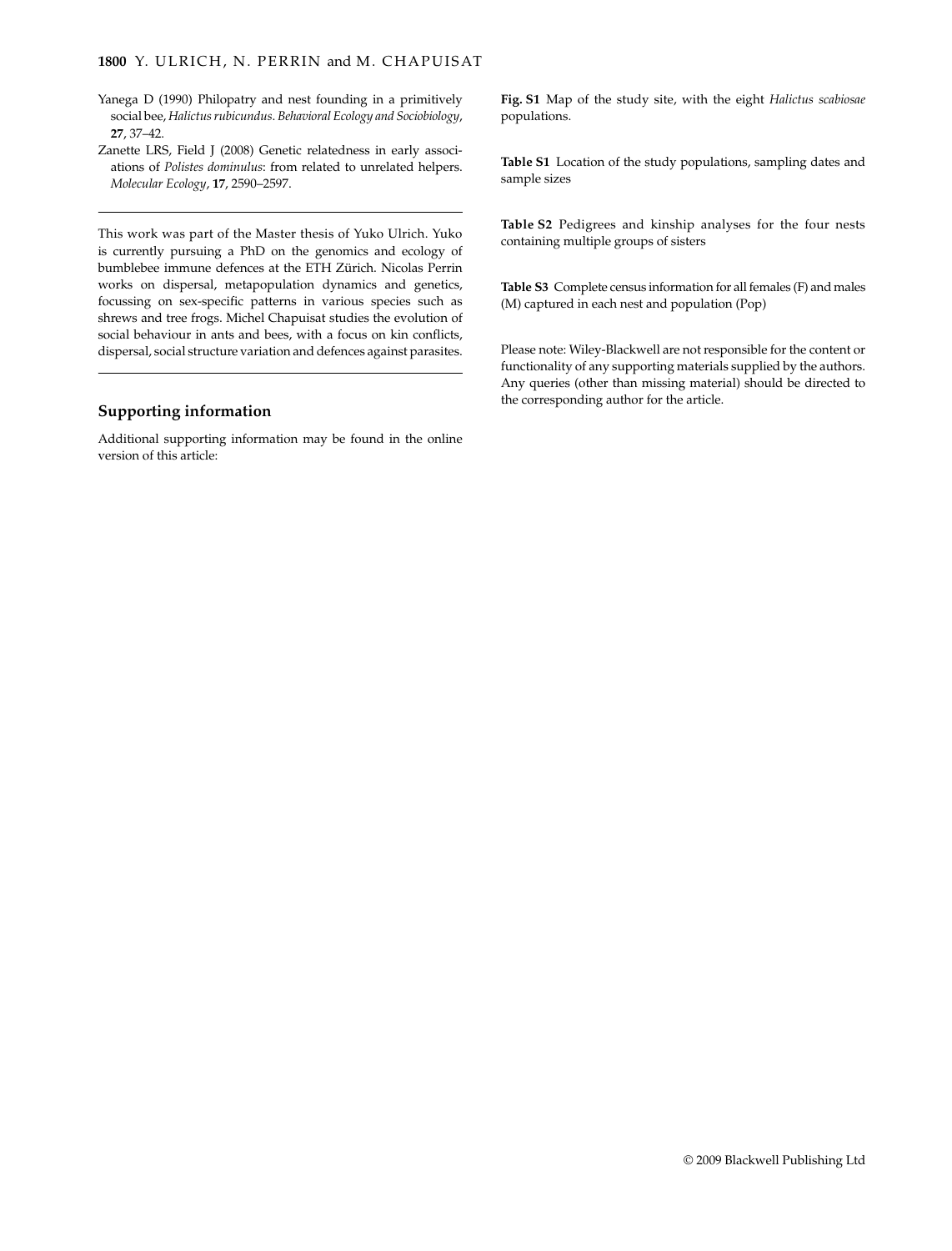Yanega D (1990) Philopatry and nest founding in a primitively social bee, *Halictus rubicundus*. *Behavioral Ecology and Sociobiology*, **27**, 37–42.

Zanette LRS, Field J (2008) Genetic relatedness in early associations of *Polistes dominulus*: from related to unrelated helpers. *Molecular Ecology*, **17**, 2590–2597.

---

This work was part of the Master thesis of Yuko Ulrich. Yuko is currently pursuing a PhD on the genomics and ecology of bumblebee immune defences at the ETH Zürich. Nicolas Perrin works on dispersal, metapopulation dynamics and genetics, focussing on sex-specific patterns in various species such as shrews and tree frogs. Michel Chapuisat studies the evolution of social behaviour in ants and bees, with a focus on kin conflicts, dispersal, social structure variation and defences against parasites.

---

## Supporting information

Additional supporting information may be found in the online version of this article:

**Fig. S1** Map of the study site, with the eight *Halictus scabiosae* populations.

**Table S1** Location of the study populations, sampling dates and sample sizes

**Table S2** Pedigrees and kinship analyses for the four nests containing multiple groups of sisters

**Table S3** Complete census information for all females (F) and males (M) captured in each nest and population (Pop)

Please note: Wiley-Blackwell are not responsible for the content or functionality of any supporting materials supplied by the authors. Any queries (other than missing material) should be directed to the corresponding author for the article.